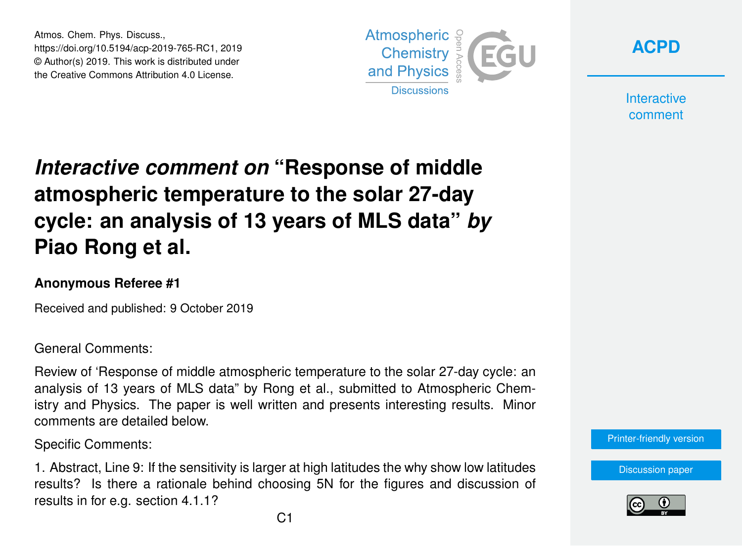# *Interactive comment on* "Response of middle atmospheric temperature to the solar 27-day cycle: an analysis of 13 years of MLS data" *by* Piao Rong et al.

**Anonymous Referee #1**

Received and published: 9 October 2019

General Comments:

Review of 'Response of middle atmospheric temperature to the solar 27-day cycle: an analysis of 13 years of MLS data" by Rong et al., submitted to Atmospheric Chemistry and Physics. The paper is well written and presents interesting results. Minor comments are detailed below.

Specific Comments:

1. Abstract, Line 9: If the sensitivity is larger at high latitudes the why show low latitudes results? Is there a rationale behind choosing 5N for the figures and discussion of results in for e.g. section 4.1.1?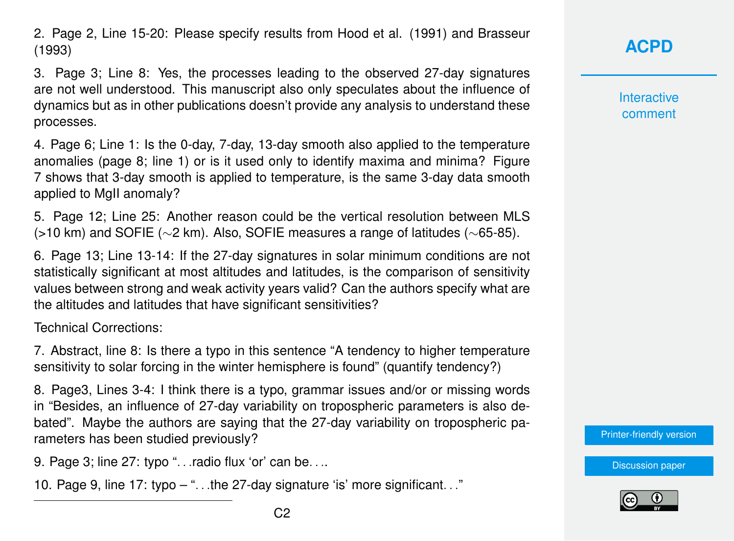2. Page 2, Line 15-20: Please specify results from Hood et al. (1991) and Brasseur (1993)

3. Page 3; Line 8: Yes, the processes leading to the observed 27-day signatures are not well understood. This manuscript also only speculates about the influence of dynamics but as in other publications doesn't provide any analysis to understand these processes.

4. Page 6; Line 1: Is the 0-day, 7-day, 13-day smooth also applied to the temperature anomalies (page 8; line 1) or is it used only to identify maxima and minima? Figure 7 shows that 3-day smooth is applied to temperature, is the same 3-day data smooth applied to MgII anomaly?

5. Page 12; Line 25: Another reason could be the vertical resolution between MLS (>10 km) and SOFIE (∼2 km). Also, SOFIE measures a range of latitudes (∼65-85).

6. Page 13; Line 13-14: If the 27-day signatures in solar minimum conditions are not statistically significant at most altitudes and latitudes, is the comparison of sensitivity values between strong and weak activity years valid? Can the authors specify what are the altitudes and latitudes that have significant sensitivities?

Technical Corrections:

7. Abstract, line 8: Is there a typo in this sentence "A tendency to higher temperature sensitivity to solar forcing in the winter hemisphere is found" (quantify tendency?)

8. Page3, Lines 3-4: I think there is a typo, grammar issues and/or or missing words in "Besides, an influence of 27-day variability on tropospheric parameters is also debated". Maybe the authors are saying that the 27-day variability on tropospheric parameters has been studied previously?

9. Page 3; line 27: typo "…radio flux 'or' can be….

10. Page 9, line 17: typo – "…the 27-day signature 'is' more significant…"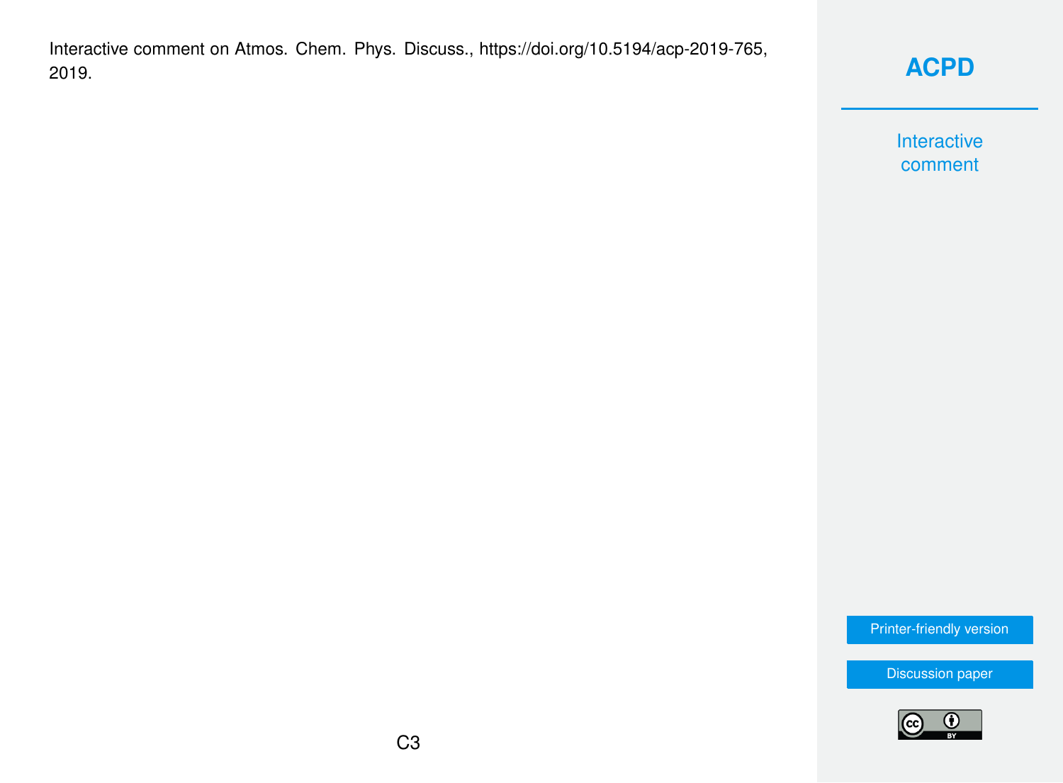Interactive comment on Atmos. Chem. Phys. Discuss., https://doi.org/10.5194/acp-2019-765, 2019.